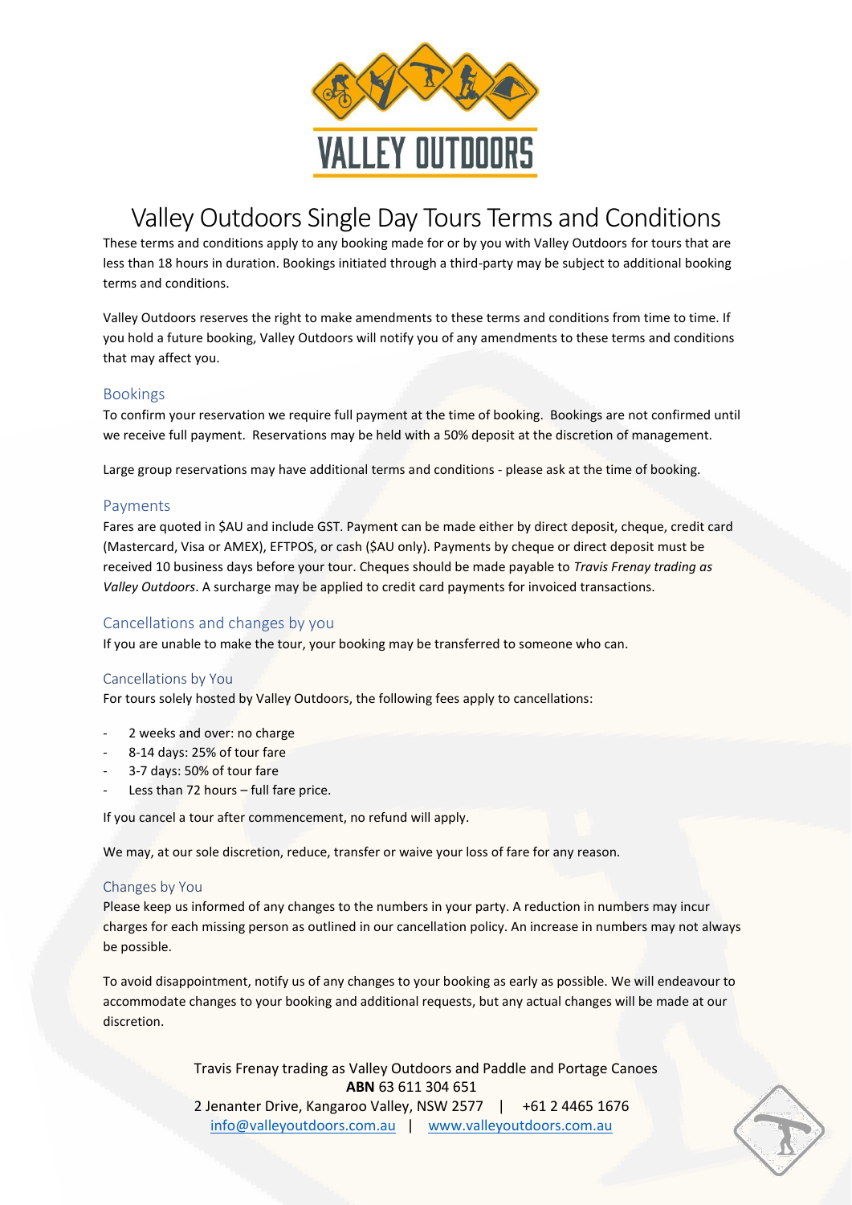VALLEY OUTDOORS

# Valley Outdoors Single Day Tours Terms and Conditions

These terms and conditions apply to any booking made for or by you with Valley Outdoors for tours that are less than 18 hours in duration. Bookings initiated through a third-party may be subject to additional booking terms and conditions.

Valley Outdoors reserves the right to make amendments to these terms and conditions from time to time. If you hold a future booking, Valley Outdoors will notify you of any amendments to these terms and conditions that may affect you.

## Bookings

To confirm your reservation we require full payment at the time of booking. Bookings are not confirmed until we receive full payment. Reservations may be held with a 50% deposit at the discretion of management.

Large group reservations may have additional terms and conditions - please ask at the time of booking.

## Payments

Fares are quoted in $AU and include GST. Payment can be made either by direct deposit, cheque, credit card (Mastercard, Visa or AMEX), EFTPOS, or cash ($AU only). Payments by cheque or direct deposit must be received 10 business days before your tour. Cheques should be made payable to *Travis Frenay trading as Valley Outdoors*. A surcharge may be applied to credit card payments for invoiced transactions.

## Cancellations and changes by you

If you are unable to make the tour, your booking may be transferred to someone who can.

### Cancellations by You

For tours solely hosted by Valley Outdoors, the following fees apply to cancellations:

- 2 weeks and over: no charge
- 8-14 days: 25% of tour fare
- 3-7 days: 50% of tour fare
- Less than 72 hours – full fare price.

If you cancel a tour after commencement, no refund will apply.

We may, at our sole discretion, reduce, transfer or waive your loss of fare for any reason.

### Changes by You

Please keep us informed of any changes to the numbers in your party. A reduction in numbers may incur charges for each missing person as outlined in our cancellation policy. An increase in numbers may not always be possible.

To avoid disappointment, notify us of any changes to your booking as early as possible. We will endeavour to accommodate changes to your booking and additional requests, but any actual changes will be made at our discretion.

Travis Frenay trading as Valley Outdoors and Paddle and Portage Canoes
**ABN** 63 611 304 651
2 Jenanter Drive, Kangaroo Valley, NSW 2577 | +61 2 4465 1676
info@valleyoutdoors.com.au | www.valleyoutdoors.com.au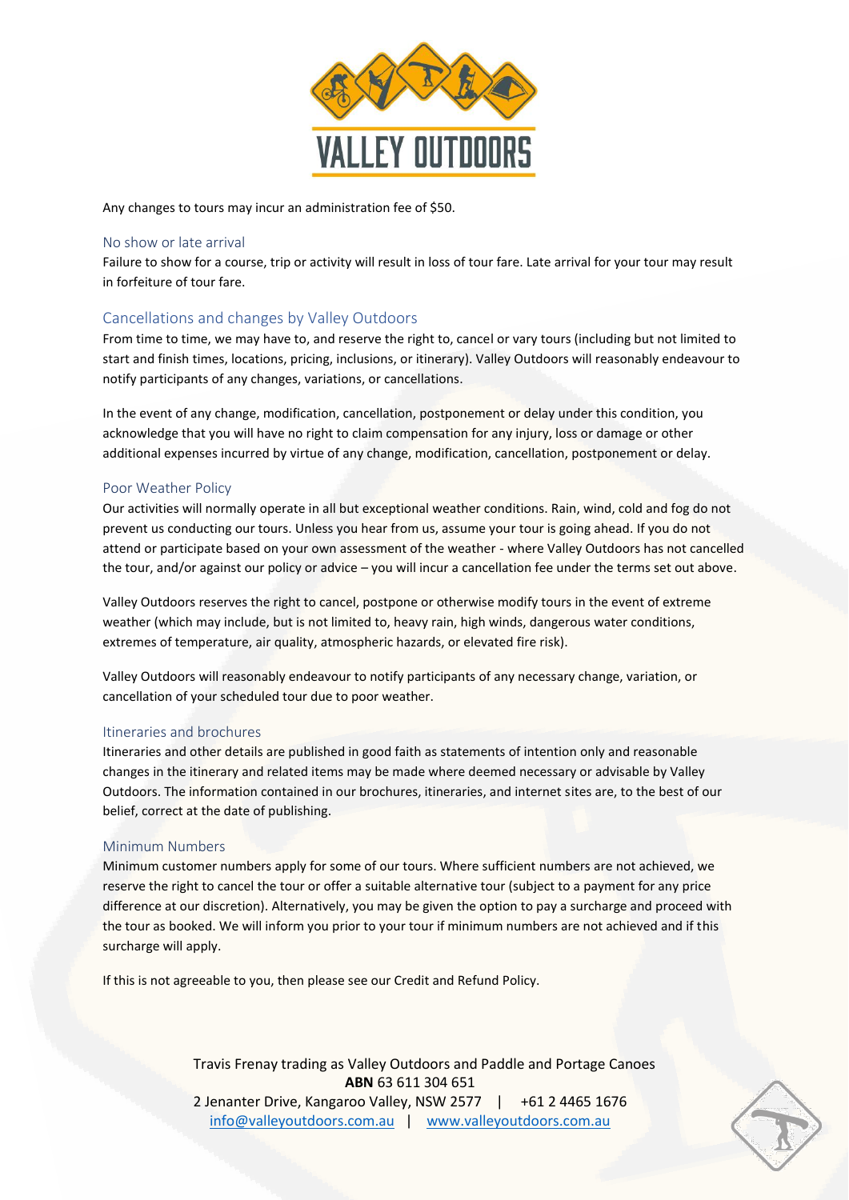Any changes to tours may incur an administration fee of $50.

## No show or late arrival

Failure to show for a course, trip or activity will result in loss of tour fare. Late arrival for your tour may result in forfeiture of tour fare.

## Cancellations and changes by Valley Outdoors

From time to time, we may have to, and reserve the right to, cancel or vary tours (including but not limited to start and finish times, locations, pricing, inclusions, or itinerary). Valley Outdoors will reasonably endeavour to notify participants of any changes, variations, or cancellations.

In the event of any change, modification, cancellation, postponement or delay under this condition, you acknowledge that you will have no right to claim compensation for any injury, loss or damage or other additional expenses incurred by virtue of any change, modification, cancellation, postponement or delay.

## Poor Weather Policy

Our activities will normally operate in all but exceptional weather conditions. Rain, wind, cold and fog do not prevent us conducting our tours. Unless you hear from us, assume your tour is going ahead. If you do not attend or participate based on your own assessment of the weather - where Valley Outdoors has not cancelled the tour, and/or against our policy or advice – you will incur a cancellation fee under the terms set out above.

Valley Outdoors reserves the right to cancel, postpone or otherwise modify tours in the event of extreme weather (which may include, but is not limited to, heavy rain, high winds, dangerous water conditions, extremes of temperature, air quality, atmospheric hazards, or elevated fire risk).

Valley Outdoors will reasonably endeavour to notify participants of any necessary change, variation, or cancellation of your scheduled tour due to poor weather.

## Itineraries and brochures

Itineraries and other details are published in good faith as statements of intention only and reasonable changes in the itinerary and related items may be made where deemed necessary or advisable by Valley Outdoors. The information contained in our brochures, itineraries, and internet sites are, to the best of our belief, correct at the date of publishing.

## Minimum Numbers

Minimum customer numbers apply for some of our tours. Where sufficient numbers are not achieved, we reserve the right to cancel the tour or offer a suitable alternative tour (subject to a payment for any price difference at our discretion). Alternatively, you may be given the option to pay a surcharge and proceed with the tour as booked. We will inform you prior to your tour if minimum numbers are not achieved and if this surcharge will apply.

If this is not agreeable to you, then please see our Credit and Refund Policy.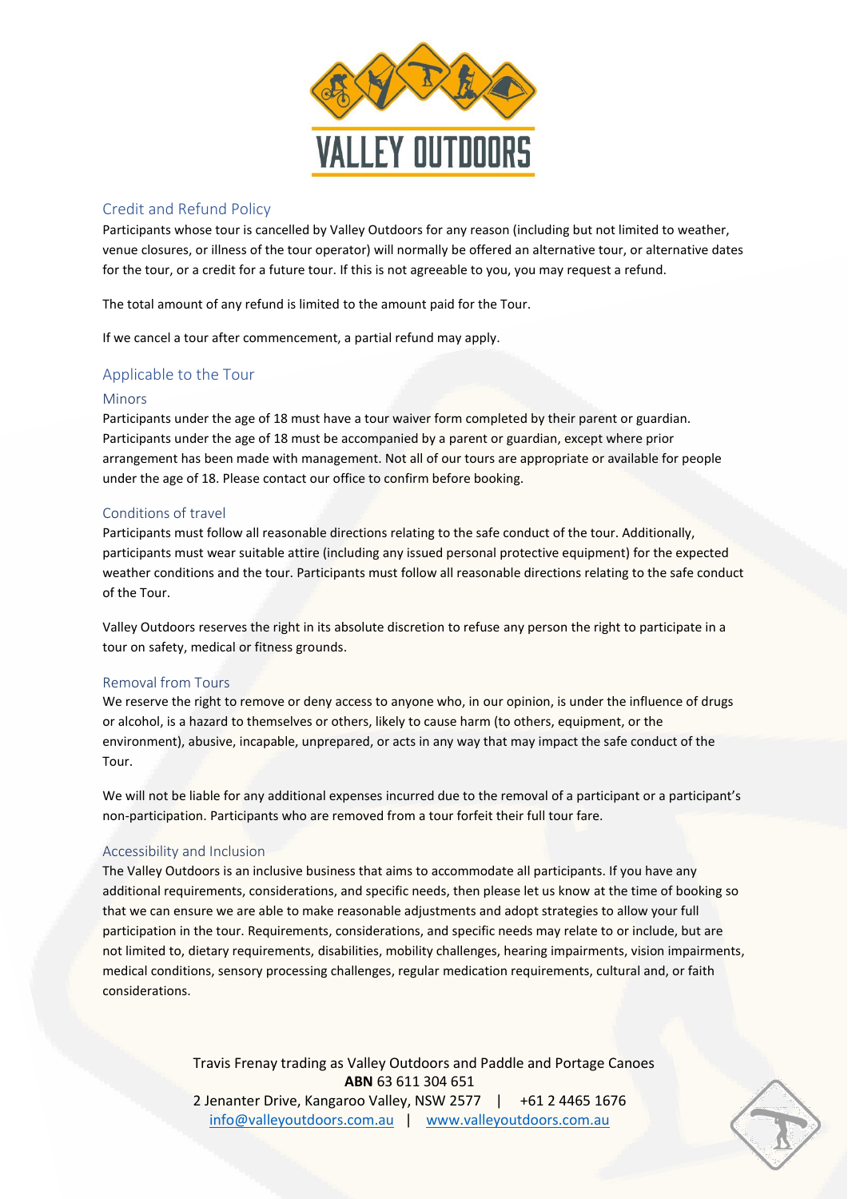## Credit and Refund Policy

Participants whose tour is cancelled by Valley Outdoors for any reason (including but not limited to weather, venue closures, or illness of the tour operator) will normally be offered an alternative tour, or alternative dates for the tour, or a credit for a future tour. If this is not agreeable to you, you may request a refund.

The total amount of any refund is limited to the amount paid for the Tour.

If we cancel a tour after commencement, a partial refund may apply.

## Applicable to the Tour

### Minors

Participants under the age of 18 must have a tour waiver form completed by their parent or guardian. Participants under the age of 18 must be accompanied by a parent or guardian, except where prior arrangement has been made with management. Not all of our tours are appropriate or available for people under the age of 18. Please contact our office to confirm before booking.

### Conditions of travel

Participants must follow all reasonable directions relating to the safe conduct of the tour. Additionally, participants must wear suitable attire (including any issued personal protective equipment) for the expected weather conditions and the tour. Participants must follow all reasonable directions relating to the safe conduct of the Tour.

Valley Outdoors reserves the right in its absolute discretion to refuse any person the right to participate in a tour on safety, medical or fitness grounds.

### Removal from Tours

We reserve the right to remove or deny access to anyone who, in our opinion, is under the influence of drugs or alcohol, is a hazard to themselves or others, likely to cause harm (to others, equipment, or the environment), abusive, incapable, unprepared, or acts in any way that may impact the safe conduct of the Tour.

We will not be liable for any additional expenses incurred due to the removal of a participant or a participant's non-participation. Participants who are removed from a tour forfeit their full tour fare.

### Accessibility and Inclusion

The Valley Outdoors is an inclusive business that aims to accommodate all participants. If you have any additional requirements, considerations, and specific needs, then please let us know at the time of booking so that we can ensure we are able to make reasonable adjustments and adopt strategies to allow your full participation in the tour. Requirements, considerations, and specific needs may relate to or include, but are not limited to, dietary requirements, disabilities, mobility challenges, hearing impairments, vision impairments, medical conditions, sensory processing challenges, regular medication requirements, cultural and, or faith considerations.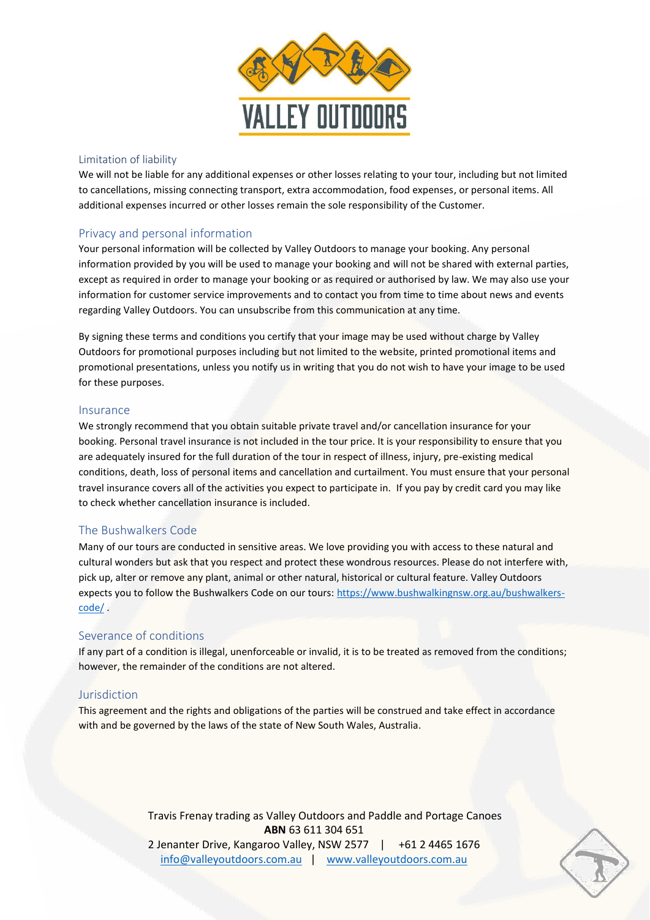## Limitation of liability

We will not be liable for any additional expenses or other losses relating to your tour, including but not limited to cancellations, missing connecting transport, extra accommodation, food expenses, or personal items. All additional expenses incurred or other losses remain the sole responsibility of the Customer.

## Privacy and personal information

Your personal information will be collected by Valley Outdoors to manage your booking. Any personal information provided by you will be used to manage your booking and will not be shared with external parties, except as required in order to manage your booking or as required or authorised by law. We may also use your information for customer service improvements and to contact you from time to time about news and events regarding Valley Outdoors. You can unsubscribe from this communication at any time.

By signing these terms and conditions you certify that your image may be used without charge by Valley Outdoors for promotional purposes including but not limited to the website, printed promotional items and promotional presentations, unless you notify us in writing that you do not wish to have your image to be used for these purposes.

## Insurance

We strongly recommend that you obtain suitable private travel and/or cancellation insurance for your booking. Personal travel insurance is not included in the tour price. It is your responsibility to ensure that you are adequately insured for the full duration of the tour in respect of illness, injury, pre-existing medical conditions, death, loss of personal items and cancellation and curtailment. You must ensure that your personal travel insurance covers all of the activities you expect to participate in. If you pay by credit card you may like to check whether cancellation insurance is included.

## The Bushwalkers Code

Many of our tours are conducted in sensitive areas. We love providing you with access to these natural and cultural wonders but ask that you respect and protect these wondrous resources. Please do not interfere with, pick up, alter or remove any plant, animal or other natural, historical or cultural feature. Valley Outdoors expects you to follow the Bushwalkers Code on our tours: https://www.bushwalkingnsw.org.au/bushwalkers-code/ .

## Severance of conditions

If any part of a condition is illegal, unenforceable or invalid, it is to be treated as removed from the conditions; however, the remainder of the conditions are not altered.

## Jurisdiction

This agreement and the rights and obligations of the parties will be construed and take effect in accordance with and be governed by the laws of the state of New South Wales, Australia.

Travis Frenay trading as Valley Outdoors and Paddle and Portage Canoes
**ABN** 63 611 304 651
2 Jenanter Drive, Kangaroo Valley, NSW 2577 | +61 2 4465 1676
info@valleyoutdoors.com.au | www.valleyoutdoors.com.au